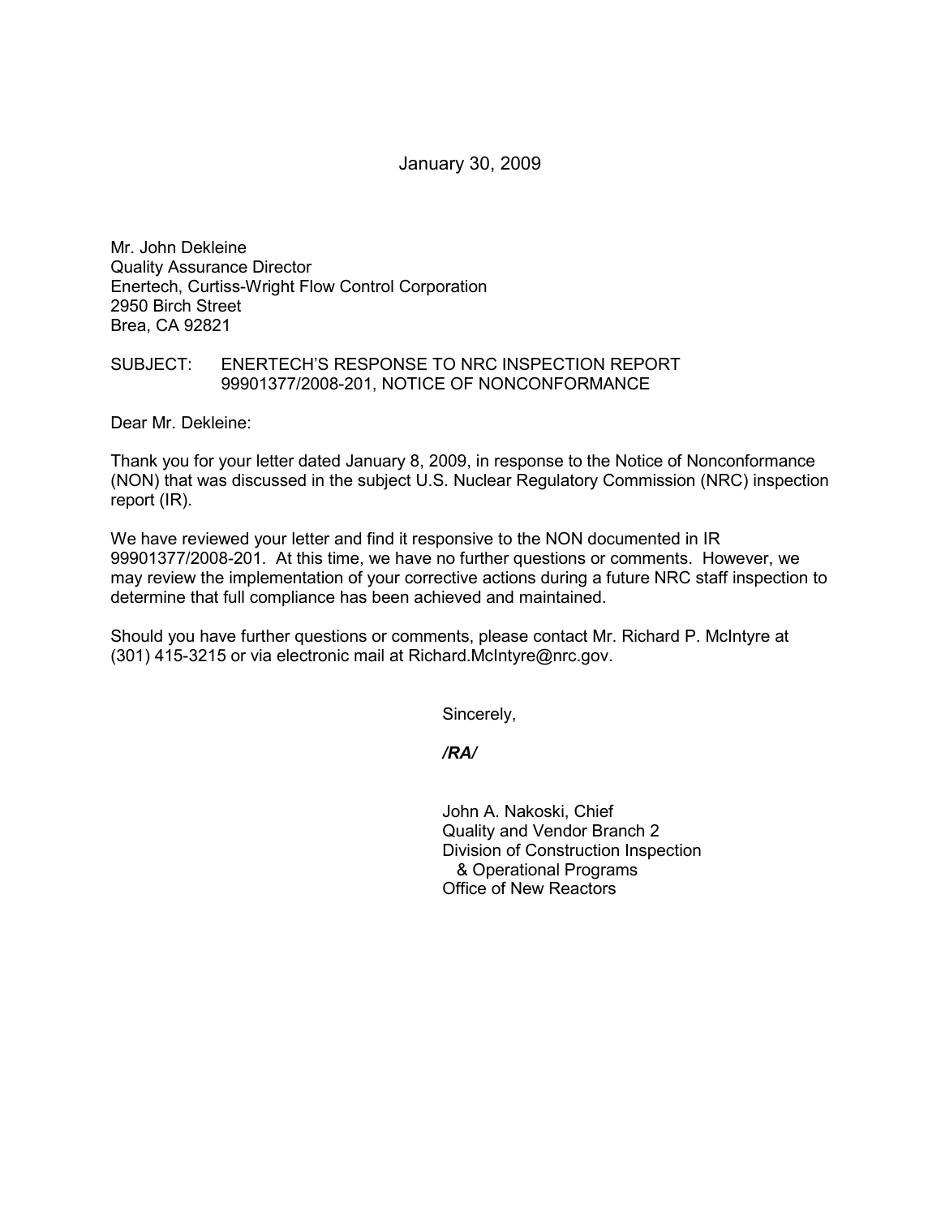January 30, 2009

Mr. John Dekleine  
Quality Assurance Director  
Enertech, Curtiss-Wright Flow Control Corporation  
2950 Birch Street  
Brea, CA 92821

SUBJECT: ENERTECH'S RESPONSE TO NRC INSPECTION REPORT 99901377/2008-201, NOTICE OF NONCONFORMANCE

Dear Mr. Dekleine:

Thank you for your letter dated January 8, 2009, in response to the Notice of Nonconformance (NON) that was discussed in the subject U.S. Nuclear Regulatory Commission (NRC) inspection report (IR).

We have reviewed your letter and find it responsive to the NON documented in IR 99901377/2008-201. At this time, we have no further questions or comments. However, we may review the implementation of your corrective actions during a future NRC staff inspection to determine that full compliance has been achieved and maintained.

Should you have further questions or comments, please contact Mr. Richard P. McIntyre at (301) 415-3215 or via electronic mail at Richard.McIntyre@nrc.gov.

Sincerely,

***/RA/***

John A. Nakoski, Chief  
Quality and Vendor Branch 2  
Division of Construction Inspection  
& Operational Programs  
Office of New Reactors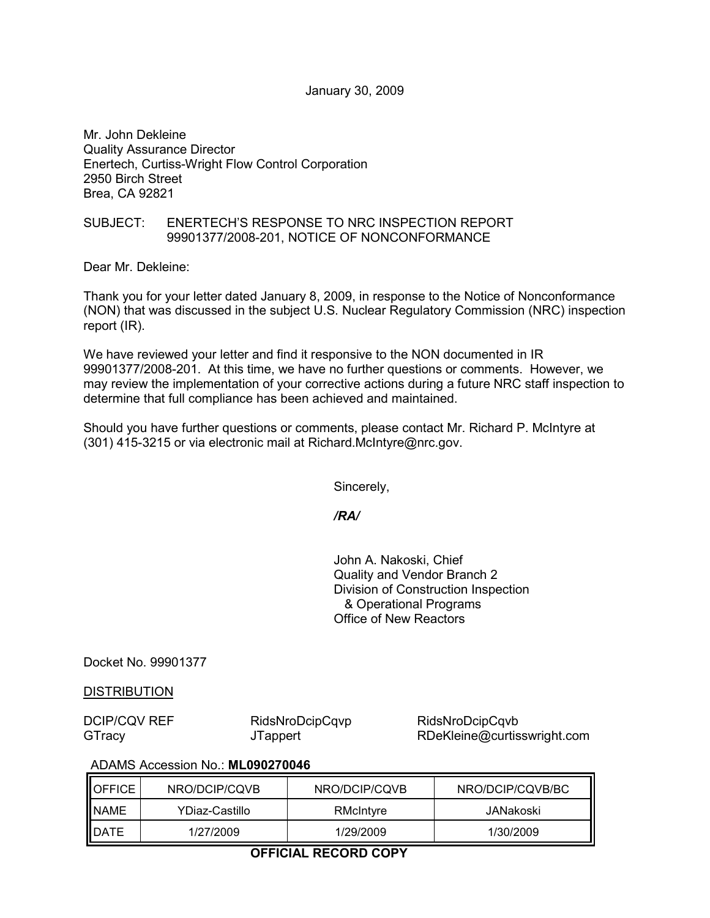January 30, 2009

Mr. John Dekleine
Quality Assurance Director
Enertech, Curtiss-Wright Flow Control Corporation
2950 Birch Street
Brea, CA 92821

SUBJECT: ENERTECH'S RESPONSE TO NRC INSPECTION REPORT 99901377/2008-201, NOTICE OF NONCONFORMANCE

Dear Mr. Dekleine:

Thank you for your letter dated January 8, 2009, in response to the Notice of Nonconformance (NON) that was discussed in the subject U.S. Nuclear Regulatory Commission (NRC) inspection report (IR).

We have reviewed your letter and find it responsive to the NON documented in IR 99901377/2008-201. At this time, we have no further questions or comments. However, we may review the implementation of your corrective actions during a future NRC staff inspection to determine that full compliance has been achieved and maintained.

Should you have further questions or comments, please contact Mr. Richard P. McIntyre at (301) 415-3215 or via electronic mail at Richard.McIntyre@nrc.gov.

Sincerely,

*/RA/*

John A. Nakoski, Chief
Quality and Vendor Branch 2
Division of Construction Inspection
& Operational Programs
Office of New Reactors

Docket No. 99901377

DISTRIBUTION

| | | |
|---|---|---|
| DCIP/CQV REF | RidsNroDcipCqvp | RidsNroDcipCqvb |
| GTracy | JTappert | RDeKleine@curtisswright.com |

ADAMS Accession No.: **ML090270046**

| OFFICE | NRO/DCIP/CQVB | NRO/DCIP/CQVB | NRO/DCIP/CQVB/BC |
|---|---|---|---|
| NAME | YDiaz-Castillo | RMcIntyre | JANakoski |
| DATE | 1/27/2009 | 1/29/2009 | 1/30/2009 |

**OFFICIAL RECORD COPY**